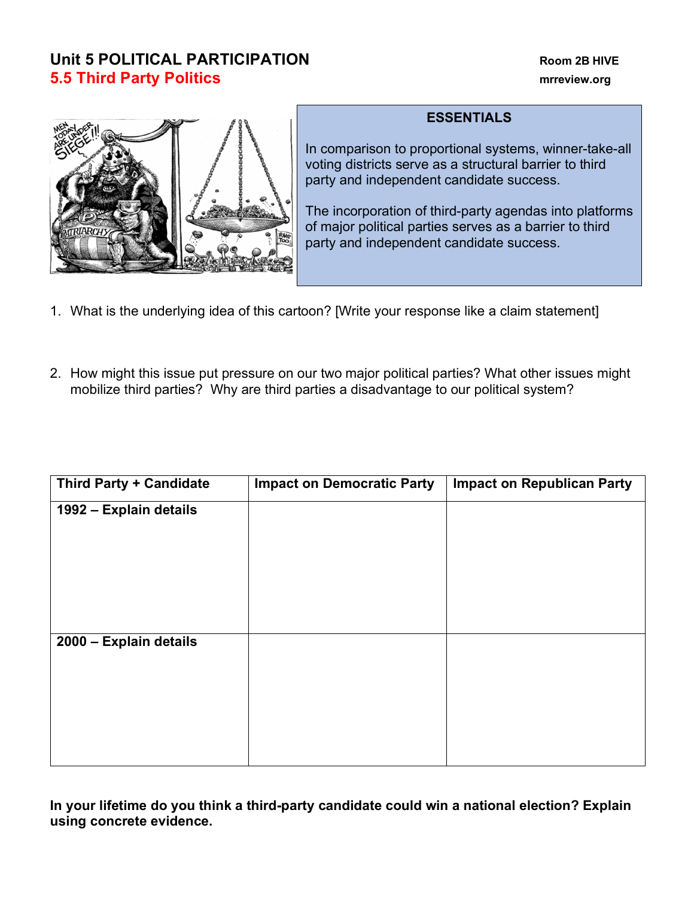# Unit 5 POLITICAL PARTICIPATION

## 5.5 Third Party Politics

Room 2B HIVE
mrreview.org

**ESSENTIALS**

In comparison to proportional systems, winner-take-all voting districts serve as a structural barrier to third party and independent candidate success.

The incorporation of third-party agendas into platforms of major political parties serves as a barrier to third party and independent candidate success.

1. What is the underlying idea of this cartoon? [Write your response like a claim statement]

2. How might this issue put pressure on our two major political parties? What other issues might mobilize third parties? Why are third parties a disadvantage to our political system?

| Third Party + Candidate | Impact on Democratic Party | Impact on Republican Party |
| --- | --- | --- |
| 1992 – Explain details | | |
| 2000 – Explain details | | |

**In your lifetime do you think a third-party candidate could win a national election? Explain using concrete evidence.**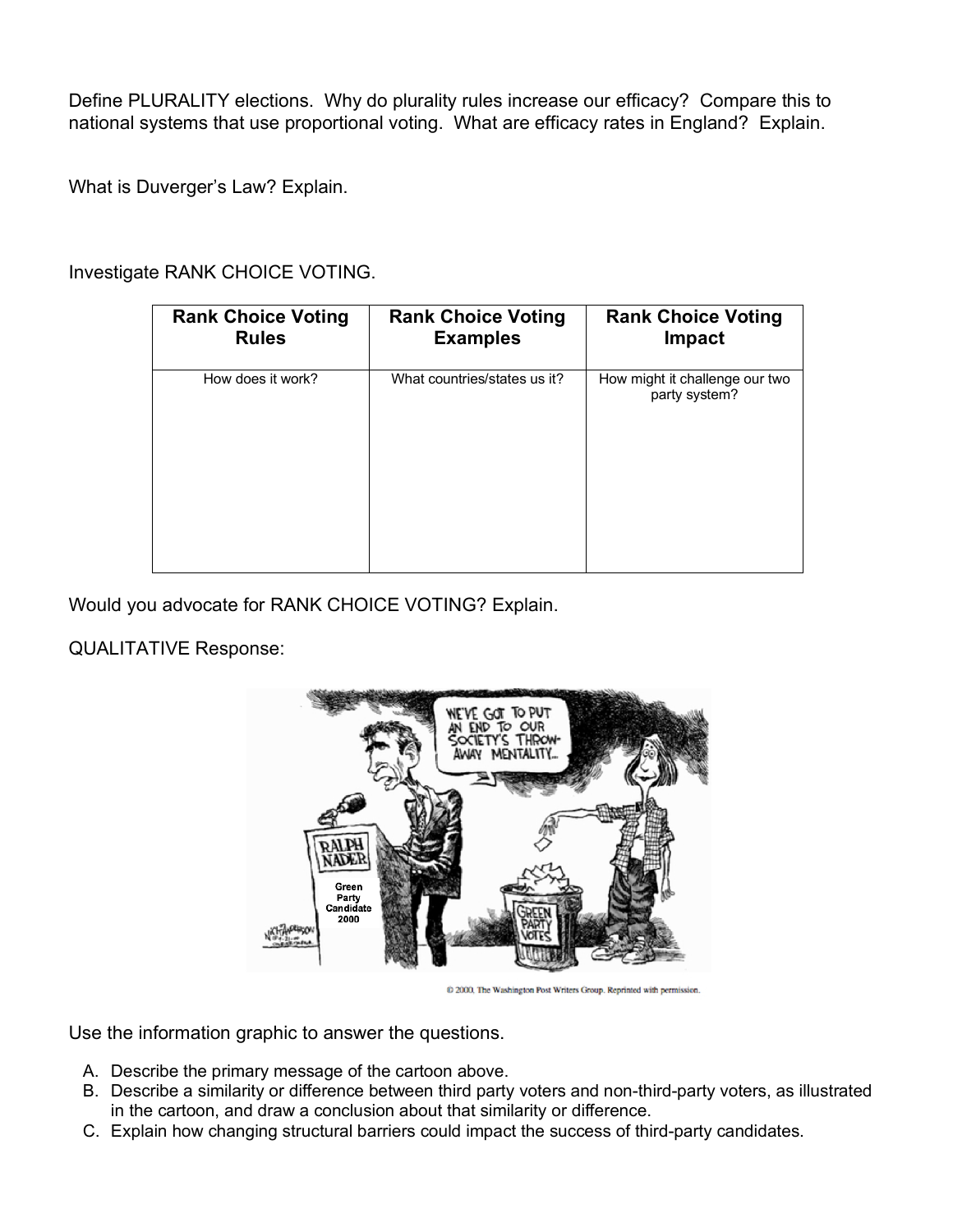Define PLURALITY elections. Why do plurality rules increase our efficacy? Compare this to national systems that use proportional voting. What are efficacy rates in England? Explain.

What is Duverger's Law? Explain.

Investigate RANK CHOICE VOTING.

| Rank Choice Voting Rules | Rank Choice Voting Examples | Rank Choice Voting Impact |
|---|---|---|
| How does it work? | What countries/states us it? | How might it challenge our two party system? |

Would you advocate for RANK CHOICE VOTING? Explain.

QUALITATIVE Response:

© 2000, The Washington Post Writers Group. Reprinted with permission.

Use the information graphic to answer the questions.

A. Describe the primary message of the cartoon above.
B. Describe a similarity or difference between third party voters and non-third-party voters, as illustrated in the cartoon, and draw a conclusion about that similarity or difference.
C. Explain how changing structural barriers could impact the success of third-party candidates.